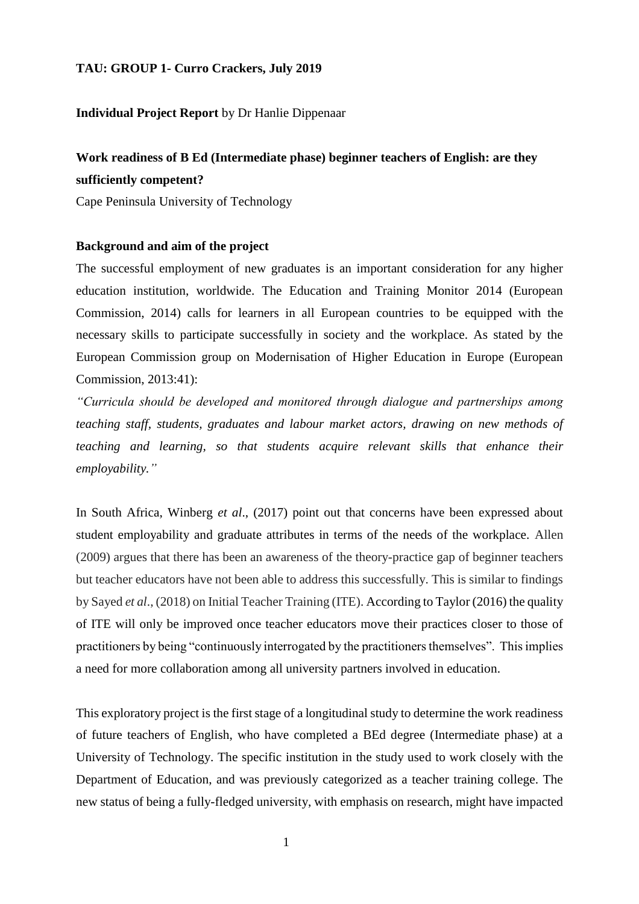**TAU: GROUP 1- Curro Crackers, July 2019**

**Individual Project Report** by Dr Hanlie Dippenaar

# Work readiness of B Ed (Intermediate phase) beginner teachers of English: are they sufficiently competent?

Cape Peninsula University of Technology

## Background and aim of the project

The successful employment of new graduates is an important consideration for any higher education institution, worldwide. The Education and Training Monitor 2014 (European Commission, 2014) calls for learners in all European countries to be equipped with the necessary skills to participate successfully in society and the workplace. As stated by the European Commission group on Modernisation of Higher Education in Europe (European Commission, 2013:41):

*"Curricula should be developed and monitored through dialogue and partnerships among teaching staff, students, graduates and labour market actors, drawing on new methods of teaching and learning, so that students acquire relevant skills that enhance their employability."*

In South Africa, Winberg *et al*., (2017) point out that concerns have been expressed about student employability and graduate attributes in terms of the needs of the workplace. Allen (2009) argues that there has been an awareness of the theory-practice gap of beginner teachers but teacher educators have not been able to address this successfully. This is similar to findings by Sayed *et al*., (2018) on Initial Teacher Training (ITE). According to Taylor (2016) the quality of ITE will only be improved once teacher educators move their practices closer to those of practitioners by being "continuously interrogated by the practitioners themselves". This implies a need for more collaboration among all university partners involved in education.

This exploratory project is the first stage of a longitudinal study to determine the work readiness of future teachers of English, who have completed a BEd degree (Intermediate phase) at a University of Technology. The specific institution in the study used to work closely with the Department of Education, and was previously categorized as a teacher training college. The new status of being a fully-fledged university, with emphasis on research, might have impacted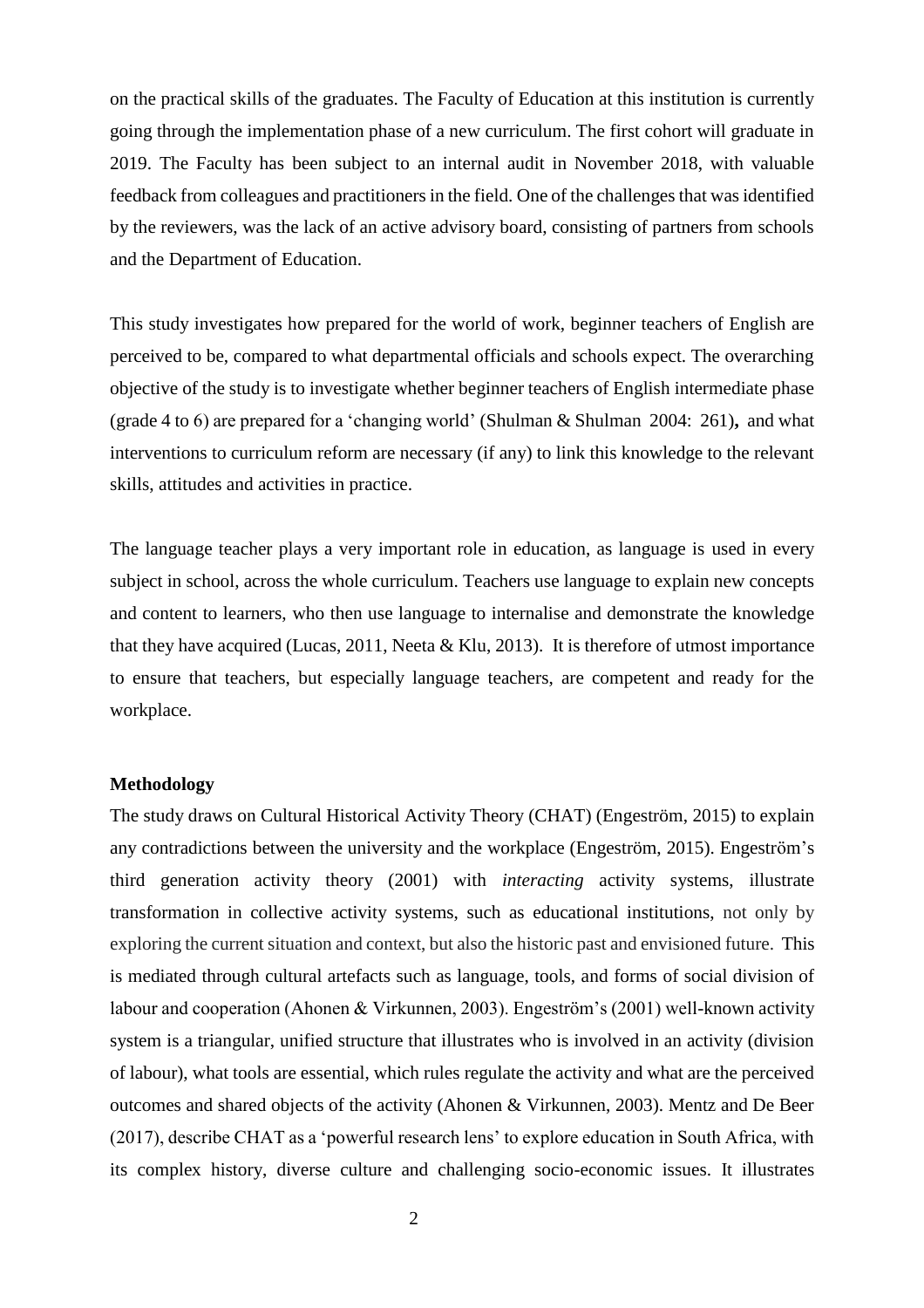on the practical skills of the graduates. The Faculty of Education at this institution is currently going through the implementation phase of a new curriculum. The first cohort will graduate in 2019. The Faculty has been subject to an internal audit in November 2018, with valuable feedback from colleagues and practitioners in the field. One of the challenges that was identified by the reviewers, was the lack of an active advisory board, consisting of partners from schools and the Department of Education.

This study investigates how prepared for the world of work, beginner teachers of English are perceived to be, compared to what departmental officials and schools expect. The overarching objective of the study is to investigate whether beginner teachers of English intermediate phase (grade 4 to 6) are prepared for a 'changing world' (Shulman & Shulman 2004: 261)**,** and what interventions to curriculum reform are necessary (if any) to link this knowledge to the relevant skills, attitudes and activities in practice.

The language teacher plays a very important role in education, as language is used in every subject in school, across the whole curriculum. Teachers use language to explain new concepts and content to learners, who then use language to internalise and demonstrate the knowledge that they have acquired (Lucas, 2011, Neeta & Klu, 2013). It is therefore of utmost importance to ensure that teachers, but especially language teachers, are competent and ready for the workplace.

**Methodology**

The study draws on Cultural Historical Activity Theory (CHAT) (Engeström, 2015) to explain any contradictions between the university and the workplace (Engeström, 2015). Engeström's third generation activity theory (2001) with *interacting* activity systems, illustrate transformation in collective activity systems, such as educational institutions, not only by exploring the current situation and context, but also the historic past and envisioned future. This is mediated through cultural artefacts such as language, tools, and forms of social division of labour and cooperation (Ahonen & Virkunnen, 2003). Engeström's (2001) well-known activity system is a triangular, unified structure that illustrates who is involved in an activity (division of labour), what tools are essential, which rules regulate the activity and what are the perceived outcomes and shared objects of the activity (Ahonen & Virkunnen, 2003). Mentz and De Beer (2017), describe CHAT as a 'powerful research lens' to explore education in South Africa, with its complex history, diverse culture and challenging socio-economic issues. It illustrates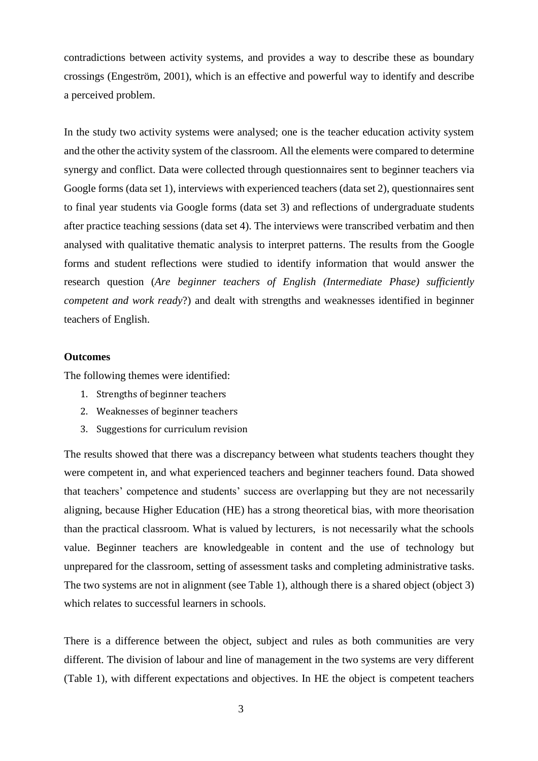contradictions between activity systems, and provides a way to describe these as boundary crossings (Engeström, 2001), which is an effective and powerful way to identify and describe a perceived problem.

In the study two activity systems were analysed; one is the teacher education activity system and the other the activity system of the classroom. All the elements were compared to determine synergy and conflict. Data were collected through questionnaires sent to beginner teachers via Google forms (data set 1), interviews with experienced teachers (data set 2), questionnaires sent to final year students via Google forms (data set 3) and reflections of undergraduate students after practice teaching sessions (data set 4). The interviews were transcribed verbatim and then analysed with qualitative thematic analysis to interpret patterns. The results from the Google forms and student reflections were studied to identify information that would answer the research question (*Are beginner teachers of English (Intermediate Phase) sufficiently competent and work ready*?) and dealt with strengths and weaknesses identified in beginner teachers of English.

**Outcomes**

The following themes were identified:

1. Strengths of beginner teachers
2. Weaknesses of beginner teachers
3. Suggestions for curriculum revision

The results showed that there was a discrepancy between what students teachers thought they were competent in, and what experienced teachers and beginner teachers found. Data showed that teachers' competence and students' success are overlapping but they are not necessarily aligning, because Higher Education (HE) has a strong theoretical bias, with more theorisation than the practical classroom. What is valued by lecturers, is not necessarily what the schools value. Beginner teachers are knowledgeable in content and the use of technology but unprepared for the classroom, setting of assessment tasks and completing administrative tasks. The two systems are not in alignment (see Table 1), although there is a shared object (object 3) which relates to successful learners in schools.

There is a difference between the object, subject and rules as both communities are very different. The division of labour and line of management in the two systems are very different (Table 1), with different expectations and objectives. In HE the object is competent teachers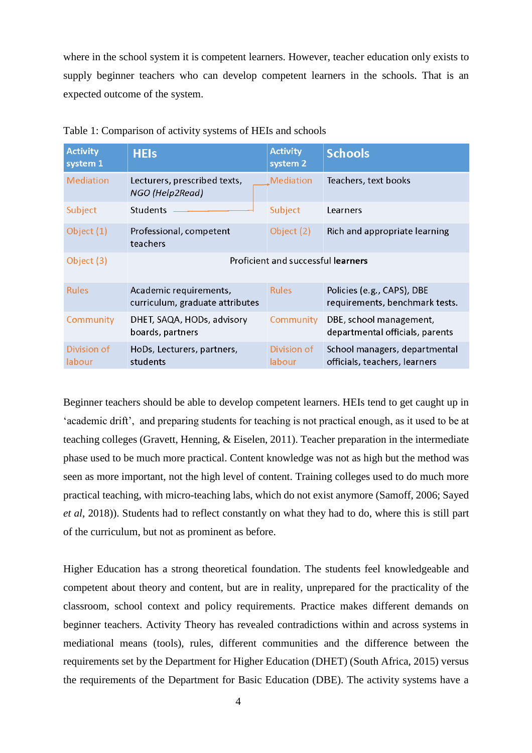where in the school system it is competent learners. However, teacher education only exists to supply beginner teachers who can develop competent learners in the schools. That is an expected outcome of the system.

Table 1: Comparison of activity systems of HEIs and schools

| Activity system 1 | HEIs | Activity system 2 | Schools |
|---|---|---|---|
| Mediation | Lecturers, prescribed texts, *NGO (Help2Read)* | Mediation | Teachers, text books |
| Subject | Students | Subject | Learners |
| Object (1) | Professional, competent teachers | Object (2) | Rich and appropriate learning |
| Object (3) | Proficient and successful **learners** | | |
| Rules | Academic requirements, curriculum, graduate attributes | Rules | Policies (e.g., CAPS), DBE requirements, benchmark tests. |
| Community | DHET, SAQA, HODs, advisory boards, partners | Community | DBE, school management, departmental officials, parents |
| Division of labour | HoDs, Lecturers, partners, students | Division of labour | School managers, departmental officials, teachers, learners |

Beginner teachers should be able to develop competent learners. HEIs tend to get caught up in 'academic drift', and preparing students for teaching is not practical enough, as it used to be at teaching colleges (Gravett, Henning, & Eiselen, 2011). Teacher preparation in the intermediate phase used to be much more practical. Content knowledge was not as high but the method was seen as more important, not the high level of content. Training colleges used to do much more practical teaching, with micro-teaching labs, which do not exist anymore (Samoff, 2006; Sayed *et al*, 2018)). Students had to reflect constantly on what they had to do, where this is still part of the curriculum, but not as prominent as before.

Higher Education has a strong theoretical foundation. The students feel knowledgeable and competent about theory and content, but are in reality, unprepared for the practicality of the classroom, school context and policy requirements. Practice makes different demands on beginner teachers. Activity Theory has revealed contradictions within and across systems in mediational means (tools), rules, different communities and the difference between the requirements set by the Department for Higher Education (DHET) (South Africa, 2015) versus the requirements of the Department for Basic Education (DBE). The activity systems have a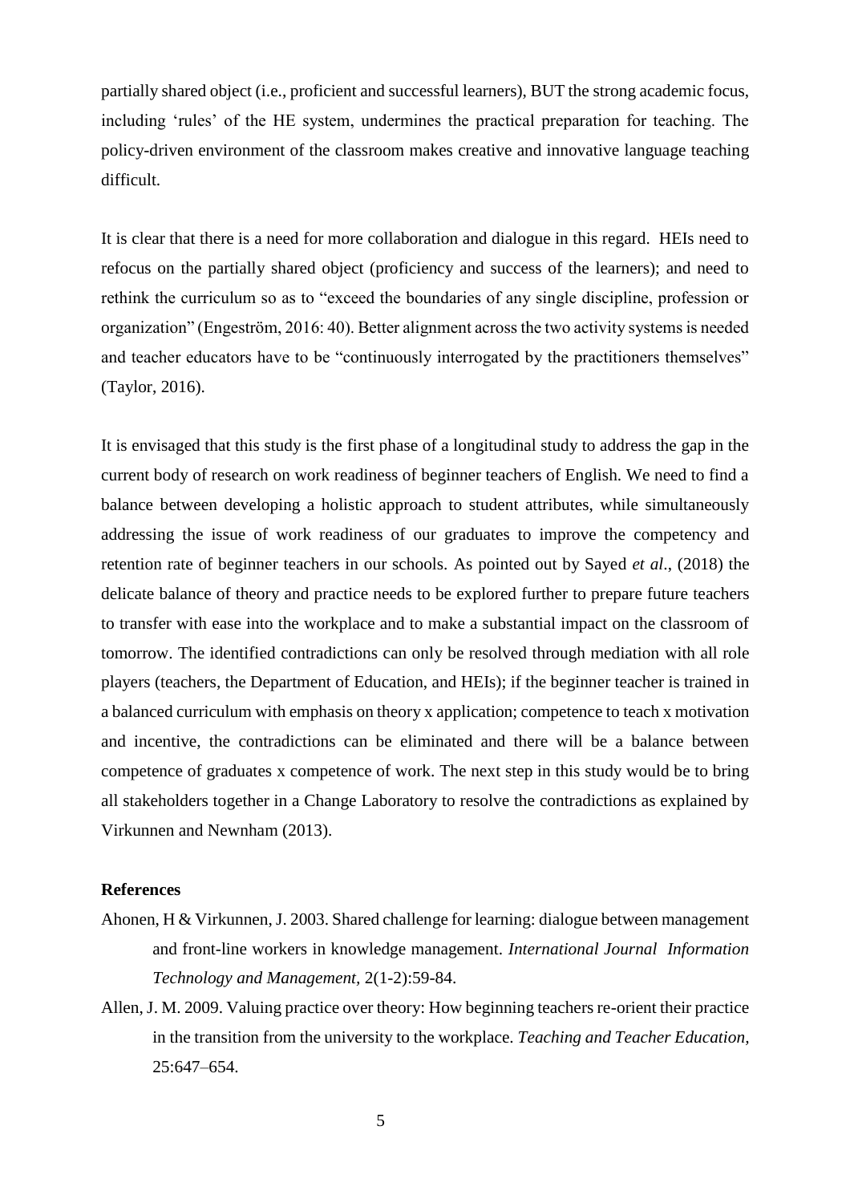partially shared object (i.e., proficient and successful learners), BUT the strong academic focus, including 'rules' of the HE system, undermines the practical preparation for teaching. The policy-driven environment of the classroom makes creative and innovative language teaching difficult.

It is clear that there is a need for more collaboration and dialogue in this regard. HEIs need to refocus on the partially shared object (proficiency and success of the learners); and need to rethink the curriculum so as to "exceed the boundaries of any single discipline, profession or organization" (Engeström, 2016: 40). Better alignment across the two activity systems is needed and teacher educators have to be "continuously interrogated by the practitioners themselves" (Taylor, 2016).

It is envisaged that this study is the first phase of a longitudinal study to address the gap in the current body of research on work readiness of beginner teachers of English. We need to find a balance between developing a holistic approach to student attributes, while simultaneously addressing the issue of work readiness of our graduates to improve the competency and retention rate of beginner teachers in our schools. As pointed out by Sayed *et al*., (2018) the delicate balance of theory and practice needs to be explored further to prepare future teachers to transfer with ease into the workplace and to make a substantial impact on the classroom of tomorrow. The identified contradictions can only be resolved through mediation with all role players (teachers, the Department of Education, and HEIs); if the beginner teacher is trained in a balanced curriculum with emphasis on theory x application; competence to teach x motivation and incentive, the contradictions can be eliminated and there will be a balance between competence of graduates x competence of work. The next step in this study would be to bring all stakeholders together in a Change Laboratory to resolve the contradictions as explained by Virkunnen and Newnham (2013).

**References**

Ahonen, H & Virkunnen, J. 2003. Shared challenge for learning: dialogue between management and front-line workers in knowledge management. *International Journal Information Technology and Management,* 2(1-2):59-84.

Allen, J. M. 2009. Valuing practice over theory: How beginning teachers re-orient their practice in the transition from the university to the workplace. *Teaching and Teacher Education,* 25:647–654.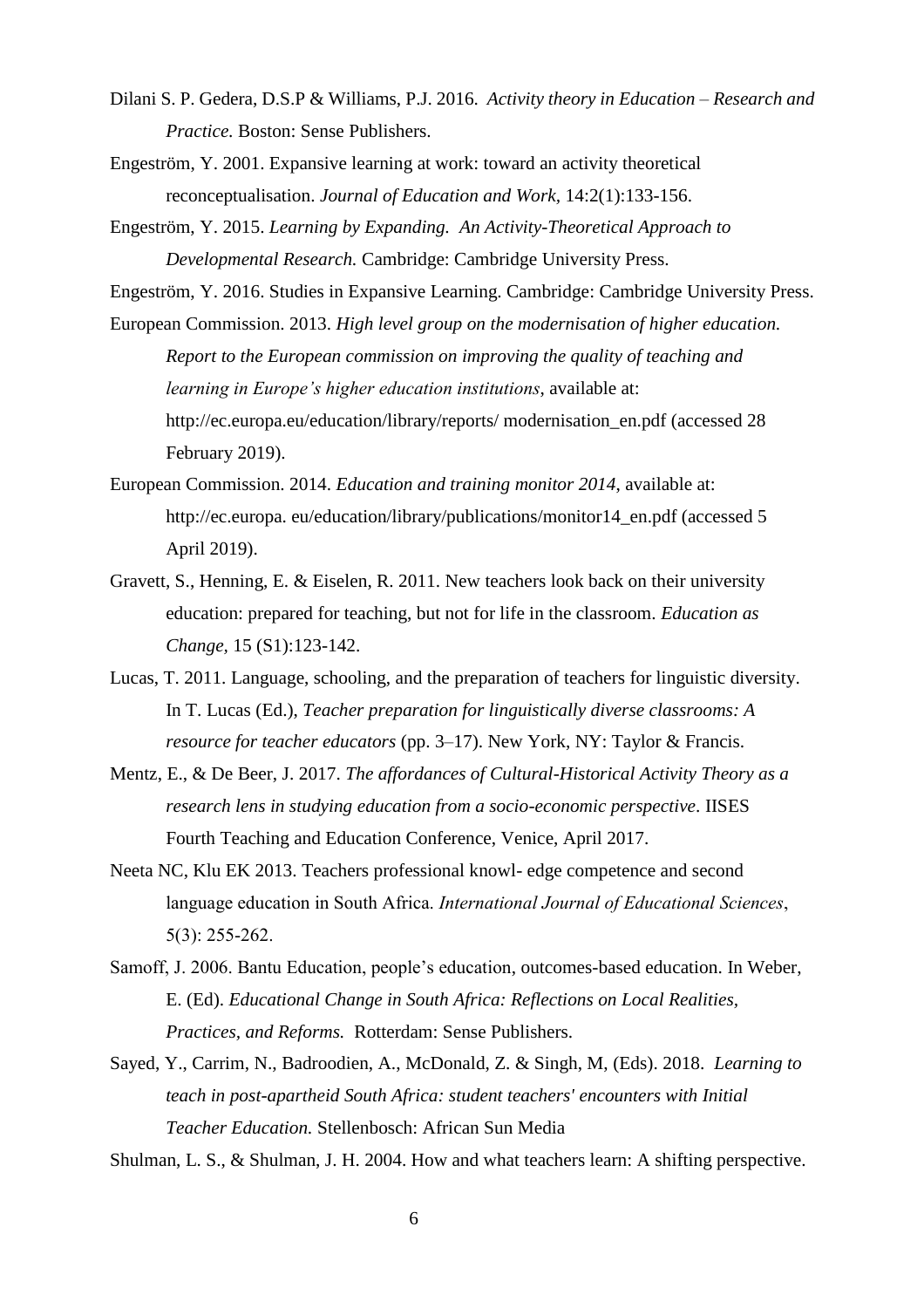Dilani S. P. Gedera, D.S.P & Williams, P.J. 2016. *Activity theory in Education – Research and Practice.* Boston: Sense Publishers.

Engeström, Y. 2001. Expansive learning at work: toward an activity theoretical reconceptualisation. *Journal of Education and Work,* 14:2(1):133-156.

Engeström, Y. 2015. *Learning by Expanding. An Activity-Theoretical Approach to Developmental Research.* Cambridge: Cambridge University Press.

Engeström, Y. 2016. Studies in Expansive Learning. Cambridge: Cambridge University Press.

European Commission. 2013. *High level group on the modernisation of higher education. Report to the European commission on improving the quality of teaching and learning in Europe's higher education institutions*, available at: http://ec.europa.eu/education/library/reports/ modernisation_en.pdf (accessed 28 February 2019).

European Commission. 2014. *Education and training monitor 2014,* available at: http://ec.europa. eu/education/library/publications/monitor14_en.pdf (accessed 5 April 2019).

Gravett, S., Henning, E. & Eiselen, R. 2011. New teachers look back on their university education: prepared for teaching, but not for life in the classroom. *Education as Change,* 15 (S1):123-142.

Lucas, T. 2011. Language, schooling, and the preparation of teachers for linguistic diversity. In T. Lucas (Ed.), *Teacher preparation for linguistically diverse classrooms: A resource for teacher educators* (pp. 3–17). New York, NY: Taylor & Francis.

Mentz, E., & De Beer, J. 2017. *The affordances of Cultural-Historical Activity Theory as a research lens in studying education from a socio-economic perspective*. IISES Fourth Teaching and Education Conference, Venice, April 2017.

Neeta NC, Klu EK 2013. Teachers professional knowl- edge competence and second language education in South Africa. *International Journal of Educational Sciences*, 5(3): 255-262.

Samoff, J. 2006. Bantu Education, people's education, outcomes-based education. In Weber, E. (Ed). *Educational Change in South Africa: Reflections on Local Realities, Practices, and Reforms.* Rotterdam: Sense Publishers.

Sayed, Y., Carrim, N., Badroodien, A., McDonald, Z. & Singh, M, (Eds). 2018. *Learning to teach in post-apartheid South Africa: student teachers' encounters with Initial Teacher Education.* Stellenbosch: African Sun Media

Shulman, L. S., & Shulman, J. H. 2004. How and what teachers learn: A shifting perspective.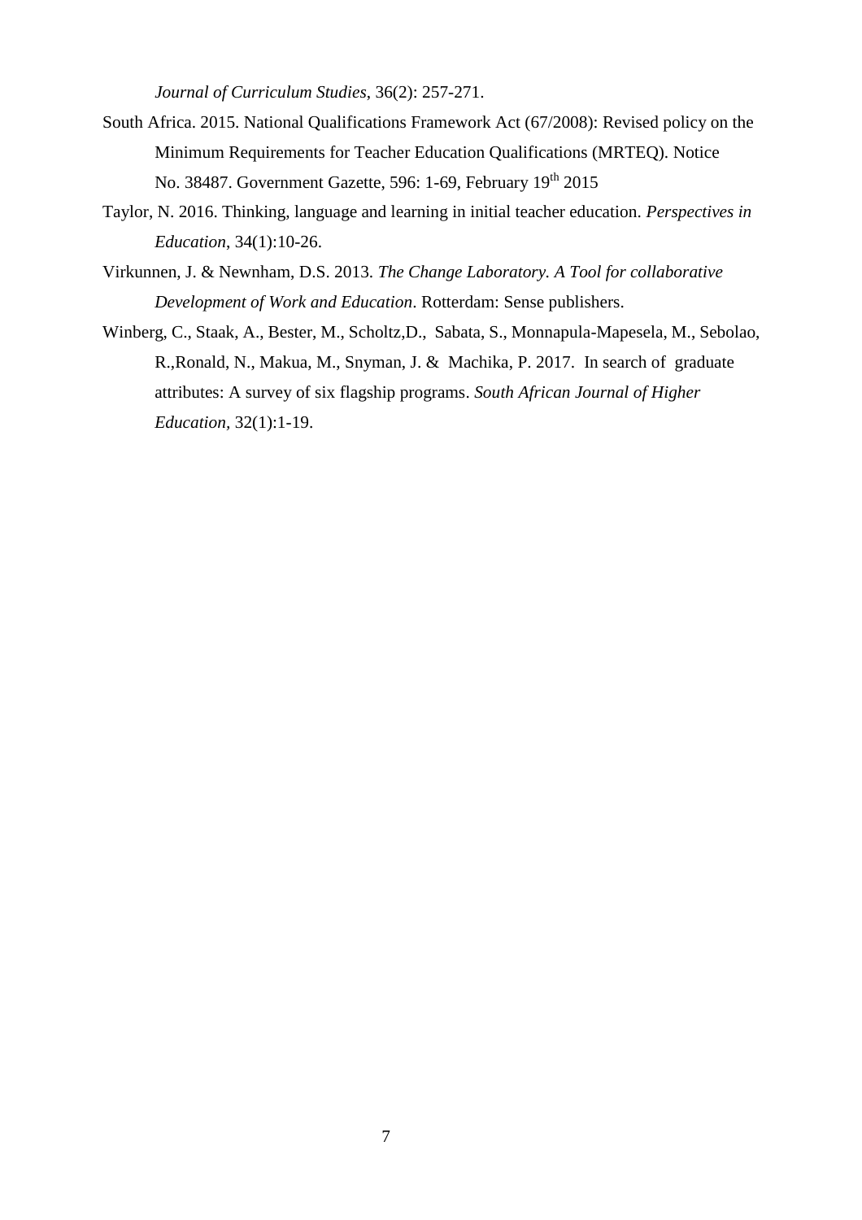*Journal of Curriculum Studies*, 36(2): 257-271.

South Africa. 2015. National Qualifications Framework Act (67/2008): Revised policy on the Minimum Requirements for Teacher Education Qualifications (MRTEQ). Notice No. 38487. Government Gazette, 596: 1-69, February 19th 2015

Taylor, N. 2016. Thinking, language and learning in initial teacher education. *Perspectives in Education*, 34(1):10-26.

Virkunnen, J. & Newnham, D.S. 2013. *The Change Laboratory. A Tool for collaborative Development of Work and Education*. Rotterdam: Sense publishers.

Winberg, C., Staak, A., Bester, M., Scholtz,D., Sabata, S., Monnapula-Mapesela, M., Sebolao, R.,Ronald, N., Makua, M., Snyman, J. & Machika, P. 2017. In search of graduate attributes: A survey of six flagship programs. *South African Journal of Higher Education*, 32(1):1-19.